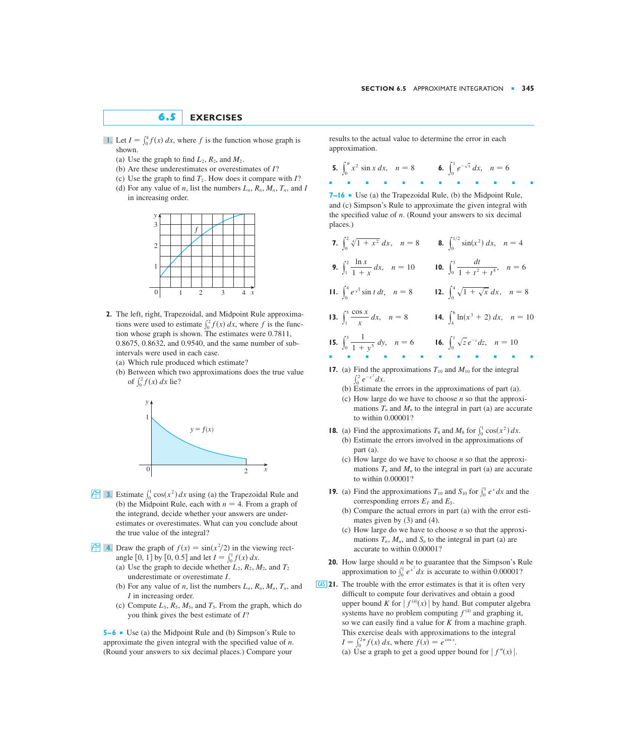## 6.5 EXERCISES

**1.** Let $I = \int_0^4 f(x)\,dx$, where $f$ is the function whose graph is shown.

(a) Use the graph to find $L_2$, $R_2$, and $M_2$.

(b) Are these underestimates or overestimates of $I$?

(c) Use the graph to find $T_2$. How does it compare with $I$?

(d) For any value of $n$, list the numbers $L_n$, $R_n$, $M_n$, $T_n$, and $I$ in increasing order.

**2.** The left, right, Trapezoidal, and Midpoint Rule approximations were used to estimate $\int_0^2 f(x)\,dx$, where $f$ is the function whose graph is shown. The estimates were 0.7811, 0.8675, 0.8632, and 0.9540, and the same number of subintervals were used in each case.

(a) Which rule produced which estimate?

(b) Between which two approximations does the true value of $\int_0^2 f(x)\,dx$ lie?

**3.** Estimate $\int_0^1 \cos(x^2)\,dx$ using (a) the Trapezoidal Rule and (b) the Midpoint Rule, each with $n = 4$. From a graph of the integrand, decide whether your answers are underestimates or overestimates. What can you conclude about the true value of the integral?

**4.** Draw the graph of $f(x) = \sin(x^2/2)$ in the viewing rectangle $[0, 1]$ by $[0, 0.5]$ and let $I = \int_0^1 f(x)\,dx$.

(a) Use the graph to decide whether $L_2$, $R_2$, $M_2$, and $T_2$ underestimate or overestimate $I$.

(b) For any value of $n$, list the numbers $L_n$, $R_n$, $M_n$, $T_n$, and $I$ in increasing order.

(c) Compute $L_5$, $R_5$, $M_5$, and $T_5$. From the graph, which do you think gives the best estimate of $I$?

**5–6** ▪ Use (a) the Midpoint Rule and (b) Simpson's Rule to approximate the given integral with the specified value of $n$. (Round your answers to six decimal places.) Compare your results to the actual value to determine the error in each approximation.

**5.** $\displaystyle\int_0^\pi x^2 \sin x\,dx, \quad n = 8$

**6.** $\displaystyle\int_0^1 e^{-\sqrt{x}}\,dx, \quad n = 6$

**7–16** ▪ Use (a) the Trapezoidal Rule, (b) the Midpoint Rule, and (c) Simpson's Rule to approximate the given integral with the specified value of $n$. (Round your answers to six decimal places.)

**7.** $\displaystyle\int_0^2 \sqrt[4]{1 + x^2}\,dx, \quad n = 8$

**8.** $\displaystyle\int_0^{1/2} \sin(x^2)\,dx, \quad n = 4$

**9.** $\displaystyle\int_1^2 \frac{\ln x}{1 + x}\,dx, \quad n = 10$

**10.** $\displaystyle\int_0^3 \frac{dt}{1 + t^2 + t^4}, \quad n = 6$

**11.** $\displaystyle\int_0^4 e^{\sqrt{t}} \sin t\,dt, \quad n = 8$

**12.** $\displaystyle\int_0^4 \sqrt{1 + \sqrt{x}}\,dx, \quad n = 8$

**13.** $\displaystyle\int_1^5 \frac{\cos x}{x}\,dx, \quad n = 8$

**14.** $\displaystyle\int_4^6 \ln(x^3 + 2)\,dx, \quad n = 10$

**15.** $\displaystyle\int_0^3 \frac{1}{1 + y^5}\,dy, \quad n = 6$

**16.** $\displaystyle\int_0^1 \sqrt{z}\,e^{-z}\,dz, \quad n = 10$

**17.** (a) Find the approximations $T_{10}$ and $M_{10}$ for the integral $\int_0^2 e^{-x^2}\,dx$.

(b) Estimate the errors in the approximations of part (a).

(c) How large do we have to choose $n$ so that the approximations $T_n$ and $M_n$ to the integral in part (a) are accurate to within 0.00001?

**18.** (a) Find the approximations $T_8$ and $M_8$ for $\int_0^1 \cos(x^2)\,dx$.

(b) Estimate the errors involved in the approximations of part (a).

(c) How large do we have to choose $n$ so that the approximations $T_n$ and $M_n$ to the integral in part (a) are accurate to within 0.00001?

**19.** (a) Find the approximations $T_{10}$ and $S_{10}$ for $\int_0^1 e^x\,dx$ and the corresponding errors $E_T$ and $E_S$.

(b) Compare the actual errors in part (a) with the error estimates given by (3) and (4).

(c) How large do we have to choose $n$ so that the approximations $T_n$, $M_n$, and $S_n$ to the integral in part (a) are accurate to within 0.00001?

**20.** How large should $n$ be to guarantee that the Simpson's Rule approximation to $\int_0^1 e^{x^2}\,dx$ is accurate to within 0.00001?

**21.** The trouble with the error estimates is that it is often very difficult to compute four derivatives and obtain a good upper bound $K$ for $|f^{(4)}(x)|$ by hand. But computer algebra systems have no problem computing $f^{(4)}$ and graphing it, so we can easily find a value for $K$ from a machine graph. This exercise deals with approximations to the integral $I = \int_0^{2\pi} f(x)\,dx$, where $f(x) = e^{\cos x}$.

(a) Use a graph to get a good upper bound for $|f''(x)|$.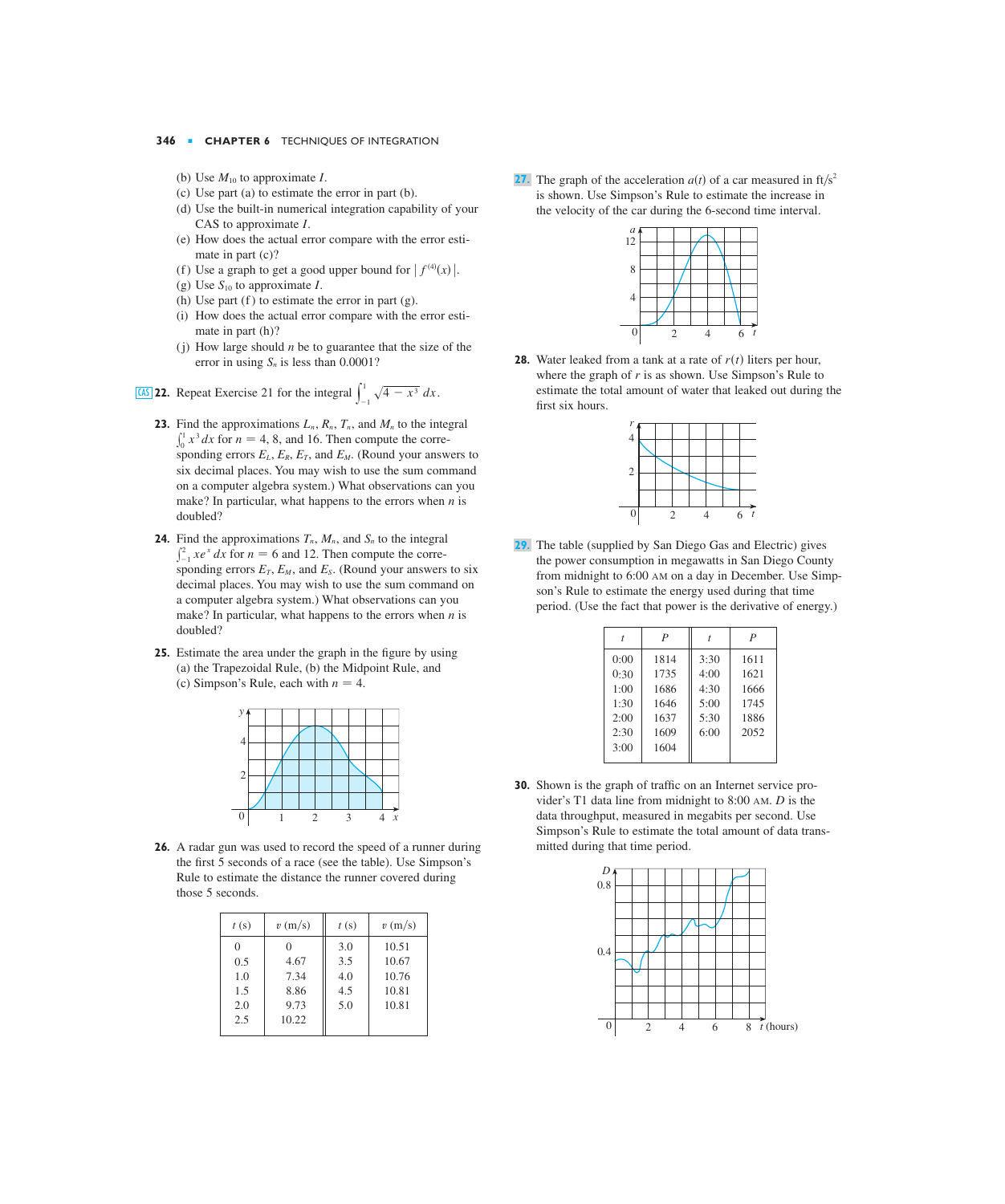(b) Use $M_{10}$ to approximate $I$.
(c) Use part (a) to estimate the error in part (b).
(d) Use the built-in numerical integration capability of your CAS to approximate $I$.
(e) How does the actual error compare with the error estimate in part (c)?
(f) Use a graph to get a good upper bound for $|f^{(4)}(x)|$.
(g) Use $S_{10}$ to approximate $I$.
(h) Use part (f) to estimate the error in part (g).
(i) How does the actual error compare with the error estimate in part (h)?
(j) How large should $n$ be to guarantee that the size of the error in using $S_n$ is less than 0.0001?

**22.** Repeat Exercise 21 for the integral $\int_{-1}^{1} \sqrt{4 - x^3}\, dx$.

**23.** Find the approximations $L_n$, $R_n$, $T_n$, and $M_n$ to the integral $\int_0^1 x^3\, dx$ for $n = 4$, 8, and 16. Then compute the corresponding errors $E_L$, $E_R$, $E_T$, and $E_M$. (Round your answers to six decimal places. You may wish to use the sum command on a computer algebra system.) What observations can you make? In particular, what happens to the errors when $n$ is doubled?

**24.** Find the approximations $T_n$, $M_n$, and $S_n$ to the integral $\int_{-1}^{2} xe^x\, dx$ for $n = 6$ and 12. Then compute the corresponding errors $E_T$, $E_M$, and $E_S$. (Round your answers to six decimal places. You may wish to use the sum command on a computer algebra system.) What observations can you make? In particular, what happens to the errors when $n$ is doubled?

**25.** Estimate the area under the graph in the figure by using (a) the Trapezoidal Rule, (b) the Midpoint Rule, and (c) Simpson's Rule, each with $n = 4$.

**26.** A radar gun was used to record the speed of a runner during the first 5 seconds of a race (see the table). Use Simpson's Rule to estimate the distance the runner covered during those 5 seconds.

| $t$ (s) | $v$ (m/s) | $t$ (s) | $v$ (m/s) |
|---|---|---|---|
| 0 | 0 | 3.0 | 10.51 |
| 0.5 | 4.67 | 3.5 | 10.67 |
| 1.0 | 7.34 | 4.0 | 10.76 |
| 1.5 | 8.86 | 4.5 | 10.81 |
| 2.0 | 9.73 | 5.0 | 10.81 |
| 2.5 | 10.22 | | |

**27.** The graph of the acceleration $a(t)$ of a car measured in ft/s$^2$ is shown. Use Simpson's Rule to estimate the increase in the velocity of the car during the 6-second time interval.

**28.** Water leaked from a tank at a rate of $r(t)$ liters per hour, where the graph of $r$ is as shown. Use Simpson's Rule to estimate the total amount of water that leaked out during the first six hours.

**29.** The table (supplied by San Diego Gas and Electric) gives the power consumption in megawatts in San Diego County from midnight to 6:00 AM on a day in December. Use Simpson's Rule to estimate the energy used during that time period. (Use the fact that power is the derivative of energy.)

| $t$ | $P$ | $t$ | $P$ |
|---|---|---|---|
| 0:00 | 1814 | 3:30 | 1611 |
| 0:30 | 1735 | 4:00 | 1621 |
| 1:00 | 1686 | 4:30 | 1666 |
| 1:30 | 1646 | 5:00 | 1745 |
| 2:00 | 1637 | 5:30 | 1886 |
| 2:30 | 1609 | 6:00 | 2052 |
| 3:00 | 1604 | | |

**30.** Shown is the graph of traffic on an Internet service provider's T1 data line from midnight to 8:00 AM. $D$ is the data throughput, measured in megabits per second. Use Simpson's Rule to estimate the total amount of data transmitted during that time period.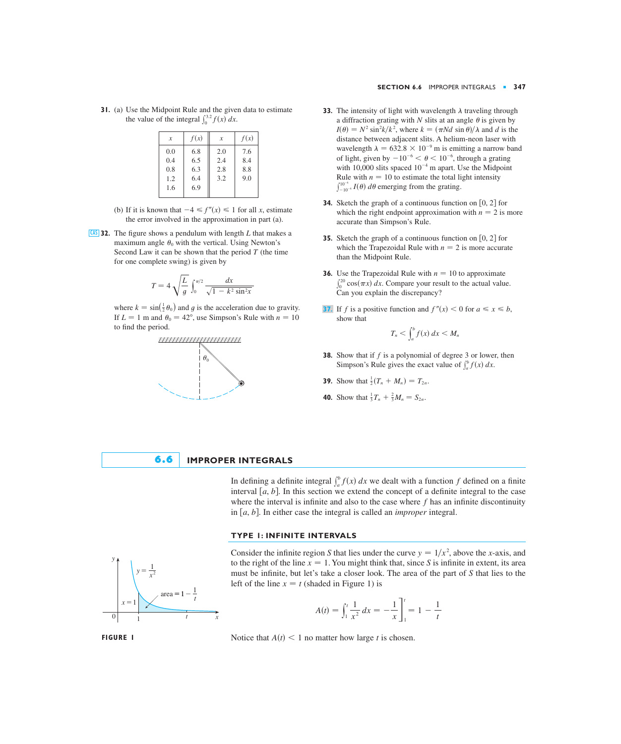**31.** (a) Use the Midpoint Rule and the given data to estimate the value of the integral $\int_0^{3.2} f(x)\,dx$.

| $x$ | $f(x)$ | $x$ | $f(x)$ |
|---|---|---|---|
| 0.0 | 6.8 | 2.0 | 7.6 |
| 0.4 | 6.5 | 2.4 | 8.4 |
| 0.8 | 6.3 | 2.8 | 8.8 |
| 1.2 | 6.4 | 3.2 | 9.0 |
| 1.6 | 6.9 | | |

(b) If it is known that $-4 \leqslant f''(x) \leqslant 1$ for all $x$, estimate the error involved in the approximation in part (a).

CAS **32.** The figure shows a pendulum with length $L$ that makes a maximum angle $\theta_0$ with the vertical. Using Newton's Second Law it can be shown that the period $T$ (the time for one complete swing) is given by

$$T = 4\sqrt{\frac{L}{g}} \int_0^{\pi/2} \frac{dx}{\sqrt{1 - k^2 \sin^2 x}}$$

where $k = \sin\left(\frac{1}{2}\theta_0\right)$ and $g$ is the acceleration due to gravity. If $L = 1$ m and $\theta_0 = 42°$, use Simpson's Rule with $n = 10$ to find the period.

$\theta_0$

**33.** The intensity of light with wavelength $\lambda$ traveling through a diffraction grating with $N$ slits at an angle $\theta$ is given by $I(\theta) = N^2 \sin^2 k / k^2$, where $k = (\pi N d \sin\theta)/\lambda$ and $d$ is the distance between adjacent slits. A helium-neon laser with wavelength $\lambda = 632.8 \times 10^{-9}$ m is emitting a narrow band of light, given by $-10^{-6} < \theta < 10^{-6}$, through a grating with 10,000 slits spaced $10^{-4}$ m apart. Use the Midpoint Rule with $n = 10$ to estimate the total light intensity $\int_{-10^{-6}}^{10^{-6}} I(\theta)\,d\theta$ emerging from the grating.

**34.** Sketch the graph of a continuous function on $[0, 2]$ for which the right endpoint approximation with $n = 2$ is more accurate than Simpson's Rule.

**35.** Sketch the graph of a continuous function on $[0, 2]$ for which the Trapezoidal Rule with $n = 2$ is more accurate than the Midpoint Rule.

**36.** Use the Trapezoidal Rule with $n = 10$ to approximate $\int_0^{20} \cos(\pi x)\,dx$. Compare your result to the actual value. Can you explain the discrepancy?

**37.** If $f$ is a positive function and $f''(x) < 0$ for $a \leqslant x \leqslant b$, show that

$$T_n < \int_a^b f(x)\,dx < M_n$$

**38.** Show that if $f$ is a polynomial of degree 3 or lower, then Simpson's Rule gives the exact value of $\int_a^b f(x)\,dx$.

**39.** Show that $\frac{1}{2}(T_n + M_n) = T_{2n}$.

**40.** Show that $\frac{1}{3}T_n + \frac{2}{3}M_n = S_{2n}$.

## 6.6 IMPROPER INTEGRALS

In defining a definite integral $\int_a^b f(x)\,dx$ we dealt with a function $f$ defined on a finite interval $[a, b]$. In this section we extend the concept of a definite integral to the case where the interval is infinite and also to the case where $f$ has an infinite discontinuity in $[a, b]$. In either case the integral is called an *improper* integral.

### TYPE 1: INFINITE INTERVALS

Consider the infinite region $S$ that lies under the curve $y = 1/x^2$, above the $x$-axis, and to the right of the line $x = 1$. You might think that, since $S$ is infinite in extent, its area must be infinite, but let's take a closer look. The area of the part of $S$ that lies to the left of the line $x = t$ (shaded in Figure 1) is

$$A(t) = \int_1^t \frac{1}{x^2}\,dx = -\frac{1}{x}\Big]_1^t = 1 - \frac{1}{t}$$

y
$y = \frac{1}{x^2}$
area $= 1 - \frac{1}{t}$
$x = 1$
0
1
t
x

**FIGURE 1**

Notice that $A(t) < 1$ no matter how large $t$ is chosen.